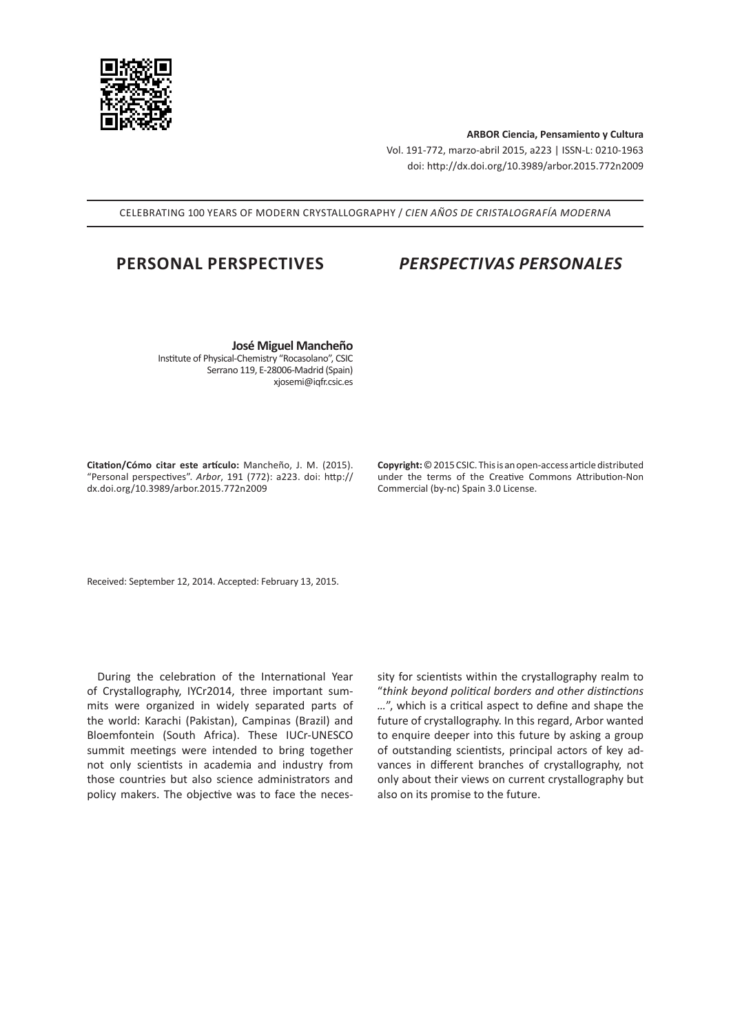**ARBOR Ciencia, Pensamiento y Cultura**
Vol. 191-772, marzo-abril 2015, a223 | ISSN-L: 0210-1963
doi: http://dx.doi.org/10.3989/arbor.2015.772n2009

CELEBRATING 100 YEARS OF MODERN CRYSTALLOGRAPHY / *CIEN AÑOS DE CRISTALOGRAFÍA MODERNA*

# PERSONAL PERSPECTIVES

# *PERSPECTIVAS PERSONALES*

**José Miguel Mancheño**
Institute of Physical-Chemistry "Rocasolano", CSIC
Serrano 119, E-28006-Madrid (Spain)
xjosemi@iqfr.csic.es

**Citation/Cómo citar este artículo:** Mancheño, J. M. (2015). "Personal perspectives". *Arbor*, 191 (772): a223. doi: http://dx.doi.org/10.3989/arbor.2015.772n2009

**Copyright:** © 2015 CSIC. This is an open-access article distributed under the terms of the Creative Commons Attribution-Non Commercial (by-nc) Spain 3.0 License.

Received: September 12, 2014. Accepted: February 13, 2015.

During the celebration of the International Year of Crystallography, IYCr2014, three important summits were organized in widely separated parts of the world: Karachi (Pakistan), Campinas (Brazil) and Bloemfontein (South Africa). These IUCr-UNESCO summit meetings were intended to bring together not only scientists in academia and industry from those countries but also science administrators and policy makers. The objective was to face the necessity for scientists within the crystallography realm to "*think beyond political borders and other distinctions …*", which is a critical aspect to define and shape the future of crystallography. In this regard, Arbor wanted to enquire deeper into this future by asking a group of outstanding scientists, principal actors of key advances in different branches of crystallography, not only about their views on current crystallography but also on its promise to the future.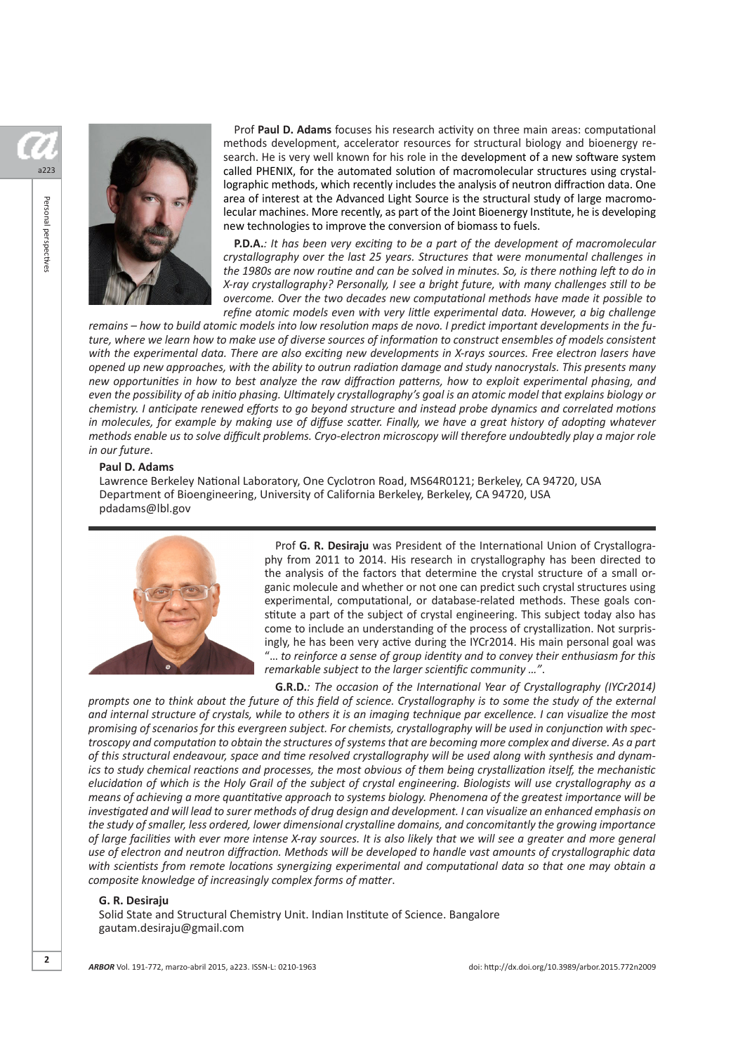Prof **Paul D. Adams** focuses his research activity on three main areas: computational methods development, accelerator resources for structural biology and bioenergy research. He is very well known for his role in the development of a new software system called PHENIX, for the automated solution of macromolecular structures using crystallographic methods, which recently includes the analysis of neutron diffraction data. One area of interest at the Advanced Light Source is the structural study of large macromolecular machines. More recently, as part of the Joint Bioenergy Institute, he is developing new technologies to improve the conversion of biomass to fuels.

**P.D.A.**: *It has been very exciting to be a part of the development of macromolecular crystallography over the last 25 years. Structures that were monumental challenges in the 1980s are now routine and can be solved in minutes. So, is there nothing left to do in X-ray crystallography? Personally, I see a bright future, with many challenges still to be overcome. Over the two decades new computational methods have made it possible to refine atomic models even with very little experimental data. However, a big challenge remains – how to build atomic models into low resolution maps de novo. I predict important developments in the future, where we learn how to make use of diverse sources of information to construct ensembles of models consistent with the experimental data. There are also exciting new developments in X-rays sources. Free electron lasers have opened up new approaches, with the ability to outrun radiation damage and study nanocrystals. This presents many new opportunities in how to best analyze the raw diffraction patterns, how to exploit experimental phasing, and even the possibility of ab initio phasing. Ultimately crystallography's goal is an atomic model that explains biology or chemistry. I anticipate renewed efforts to go beyond structure and instead probe dynamics and correlated motions in molecules, for example by making use of diffuse scatter. Finally, we have a great history of adopting whatever methods enable us to solve difficult problems. Cryo-electron microscopy will therefore undoubtedly play a major role in our future.*

**Paul D. Adams**
Lawrence Berkeley National Laboratory, One Cyclotron Road, MS64R0121; Berkeley, CA 94720, USA
Department of Bioengineering, University of California Berkeley, Berkeley, CA 94720, USA
pdadams@lbl.gov

---

Prof **G. R. Desiraju** was President of the International Union of Crystallography from 2011 to 2014. His research in crystallography has been directed to the analysis of the factors that determine the crystal structure of a small organic molecule and whether or not one can predict such crystal structures using experimental, computational, or database-related methods. These goals constitute a part of the subject of crystal engineering. This subject today also has come to include an understanding of the process of crystallization. Not surprisingly, he has been very active during the IYCr2014. His main personal goal was "*... to reinforce a sense of group identity and to convey their enthusiasm for this remarkable subject to the larger scientific community ...*".

**G.R.D.**: *The occasion of the International Year of Crystallography (IYCr2014) prompts one to think about the future of this field of science. Crystallography is to some the study of the external and internal structure of crystals, while to others it is an imaging technique par excellence. I can visualize the most promising of scenarios for this evergreen subject. For chemists, crystallography will be used in conjunction with spectroscopy and computation to obtain the structures of systems that are becoming more complex and diverse. As a part of this structural endeavour, space and time resolved crystallography will be used along with synthesis and dynamics to study chemical reactions and processes, the most obvious of them being crystallization itself, the mechanistic elucidation of which is the Holy Grail of the subject of crystal engineering. Biologists will use crystallography as a means of achieving a more quantitative approach to systems biology. Phenomena of the greatest importance will be investigated and will lead to surer methods of drug design and development. I can visualize an enhanced emphasis on the study of smaller, less ordered, lower dimensional crystalline domains, and concomitantly the growing importance of large facilities with ever more intense X-ray sources. It is also likely that we will see a greater and more general use of electron and neutron diffraction. Methods will be developed to handle vast amounts of crystallographic data with scientists from remote locations synergizing experimental and computational data so that one may obtain a composite knowledge of increasingly complex forms of matter.*

**G. R. Desiraju**
Solid State and Structural Chemistry Unit. Indian Institute of Science. Bangalore
gautam.desiraju@gmail.com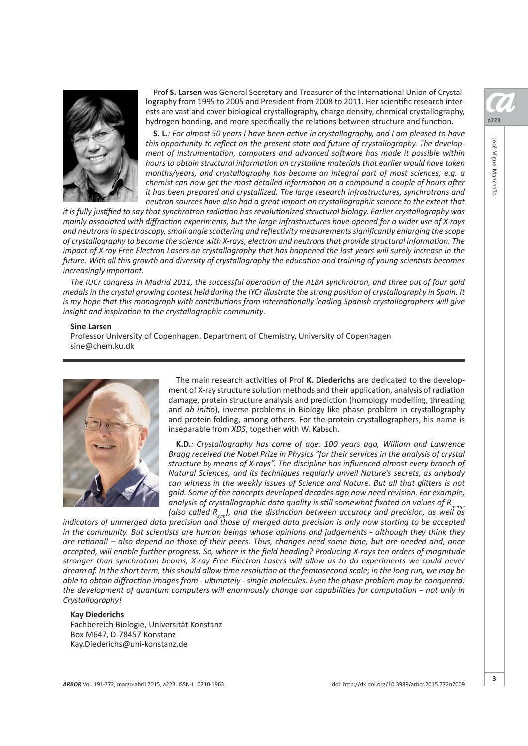Prof **S. Larsen** was General Secretary and Treasurer of the International Union of Crystallography from 1995 to 2005 and President from 2008 to 2011. Her scientific research interests are vast and cover biological crystallography, charge density, chemical crystallography, hydrogen bonding, and more specifically the relations between structure and function.

**S. L.**: *For almost 50 years I have been active in crystallography, and I am pleased to have this opportunity to reflect on the present state and future of crystallography. The development of instrumentation, computers and advanced software has made it possible within hours to obtain structural information on crystalline materials that earlier would have taken months/years, and crystallography has become an integral part of most sciences, e.g. a chemist can now get the most detailed information on a compound a couple of hours after it has been prepared and crystallized. The large research infrastructures, synchrotrons and neutron sources have also had a great impact on crystallographic science to the extent that it is fully justified to say that synchrotron radiation has revolutionized structural biology. Earlier crystallography was mainly associated with diffraction experiments, but the large infrastructures have opened for a wider use of X-rays and neutrons in spectroscopy, small angle scattering and reflectivity measurements significantly enlarging the scope of crystallography to become the science with X-rays, electron and neutrons that provide structural information. The impact of X-ray Free Electron Lasers on crystallography that has happened the last years will surely increase in the future. With all this growth and diversity of crystallography the education and training of young scientists becomes increasingly important.*

*The IUCr congress in Madrid 2011, the successful operation of the ALBA synchrotron, and three out of four gold medals in the crystal growing contest held during the IYCr illustrate the strong position of crystallography in Spain. It is my hope that this monograph with contributions from internationally leading Spanish crystallographers will give insight and inspiration to the crystallographic community*.

**Sine Larsen**
Professor University of Copenhagen. Department of Chemistry, University of Copenhagen
sine@chem.ku.dk

---

The main research activities of Prof **K. Diederichs** are dedicated to the development of X-ray structure solution methods and their application, analysis of radiation damage, protein structure analysis and prediction (homology modelling, threading and *ab initio*), inverse problems in Biology like phase problem in crystallography and protein folding, among others. For the protein crystallographers, his name is inseparable from *XDS*, together with W. Kabsch.

**K.D.**: *Crystallography has come of age: 100 years ago, William and Lawrence Bragg received the Nobel Prize in Physics "for their services in the analysis of crystal structure by means of X-rays". The discipline has influenced almost every branch of Natural Sciences, and its techniques regularly unveil Nature's secrets, as anybody can witness in the weekly issues of Science and Nature. But all that glitters is not gold. Some of the concepts developed decades ago now need revision. For example, analysis of crystallographic data quality is still somewhat fixated on values of $R_{merge}$ (also called $R_{sym}$), and the distinction between accuracy and precision, as well as indicators of unmerged data precision and those of merged data precision is only now starting to be accepted in the community. But scientists are human beings whose opinions and judgements - although they think they are rational! – also depend on those of their peers. Thus, changes need some time, but are needed and, once accepted, will enable further progress. So, where is the field heading? Producing X-rays ten orders of magnitude stronger than synchrotron beams, X-ray Free Electron Lasers will allow us to do experiments we could never dream of. In the short term, this should allow time resolution at the femtosecond scale; in the long run, we may be able to obtain diffraction images from - ultimately - single molecules. Even the phase problem may be conquered: the development of quantum computers will enormously change our capabilities for computation – not only in Crystallography!*

**Kay Diederichs**
Fachbereich Biologie, Universität Konstanz
Box M647, D-78457 Konstanz
Kay.Diederichs@uni-konstanz.de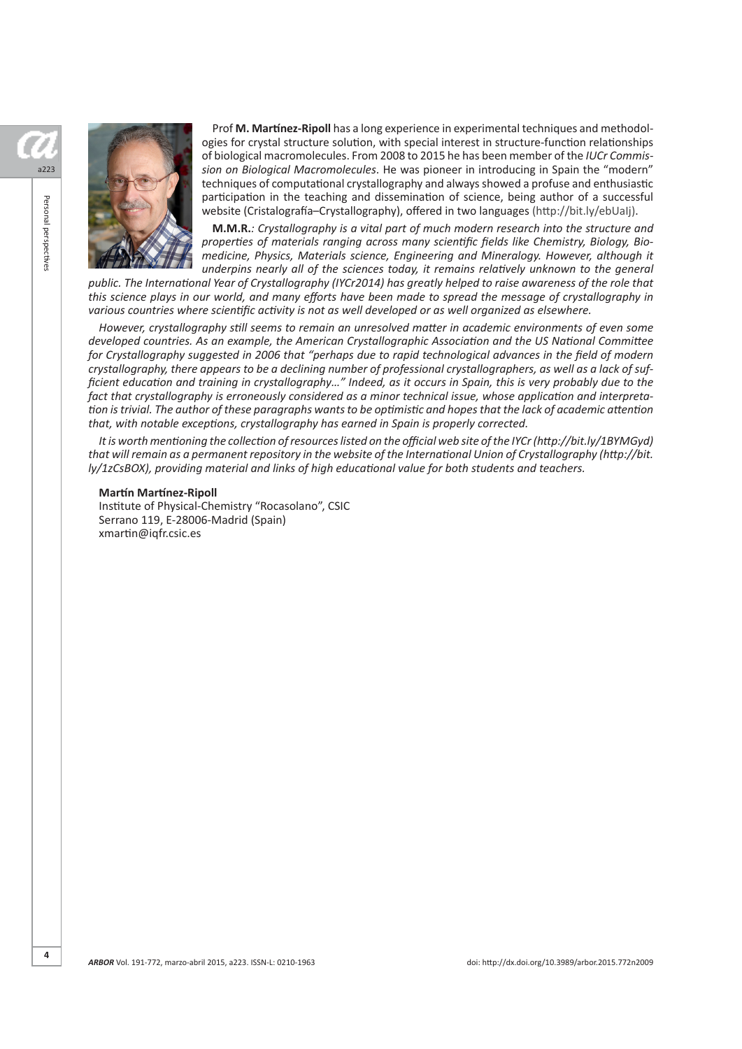Prof **M. Martínez-Ripoll** has a long experience in experimental techniques and methodologies for crystal structure solution, with special interest in structure-function relationships of biological macromolecules. From 2008 to 2015 he has been member of the *IUCr Commission on Biological Macromolecules*. He was pioneer in introducing in Spain the "modern" techniques of computational crystallography and always showed a profuse and enthusiastic participation in the teaching and dissemination of science, being author of a successful website (Cristalografía–Crystallography), offered in two languages (http://bit.ly/ebUaIj).

**M.M.R.**: *Crystallography is a vital part of much modern research into the structure and properties of materials ranging across many scientific fields like Chemistry, Biology, Biomedicine, Physics, Materials science, Engineering and Mineralogy. However, although it underpins nearly all of the sciences today, it remains relatively unknown to the general public. The International Year of Crystallography (IYCr2014) has greatly helped to raise awareness of the role that this science plays in our world, and many efforts have been made to spread the message of crystallography in various countries where scientific activity is not as well developed or as well organized as elsewhere.*

*However, crystallography still seems to remain an unresolved matter in academic environments of even some developed countries. As an example, the American Crystallographic Association and the US National Committee for Crystallography suggested in 2006 that "perhaps due to rapid technological advances in the field of modern crystallography, there appears to be a declining number of professional crystallographers, as well as a lack of sufficient education and training in crystallography…" Indeed, as it occurs in Spain, this is very probably due to the fact that crystallography is erroneously considered as a minor technical issue, whose application and interpretation is trivial. The author of these paragraphs wants to be optimistic and hopes that the lack of academic attention that, with notable exceptions, crystallography has earned in Spain is properly corrected.*

*It is worth mentioning the collection of resources listed on the official web site of the IYCr (http://bit.ly/1BYMGyd) that will remain as a permanent repository in the website of the International Union of Crystallography (http://bit.ly/1zCsBOX), providing material and links of high educational value for both students and teachers.*

**Martín Martínez-Ripoll**
Institute of Physical-Chemistry "Rocasolano", CSIC
Serrano 119, E-28006-Madrid (Spain)
xmartin@iqfr.csic.es